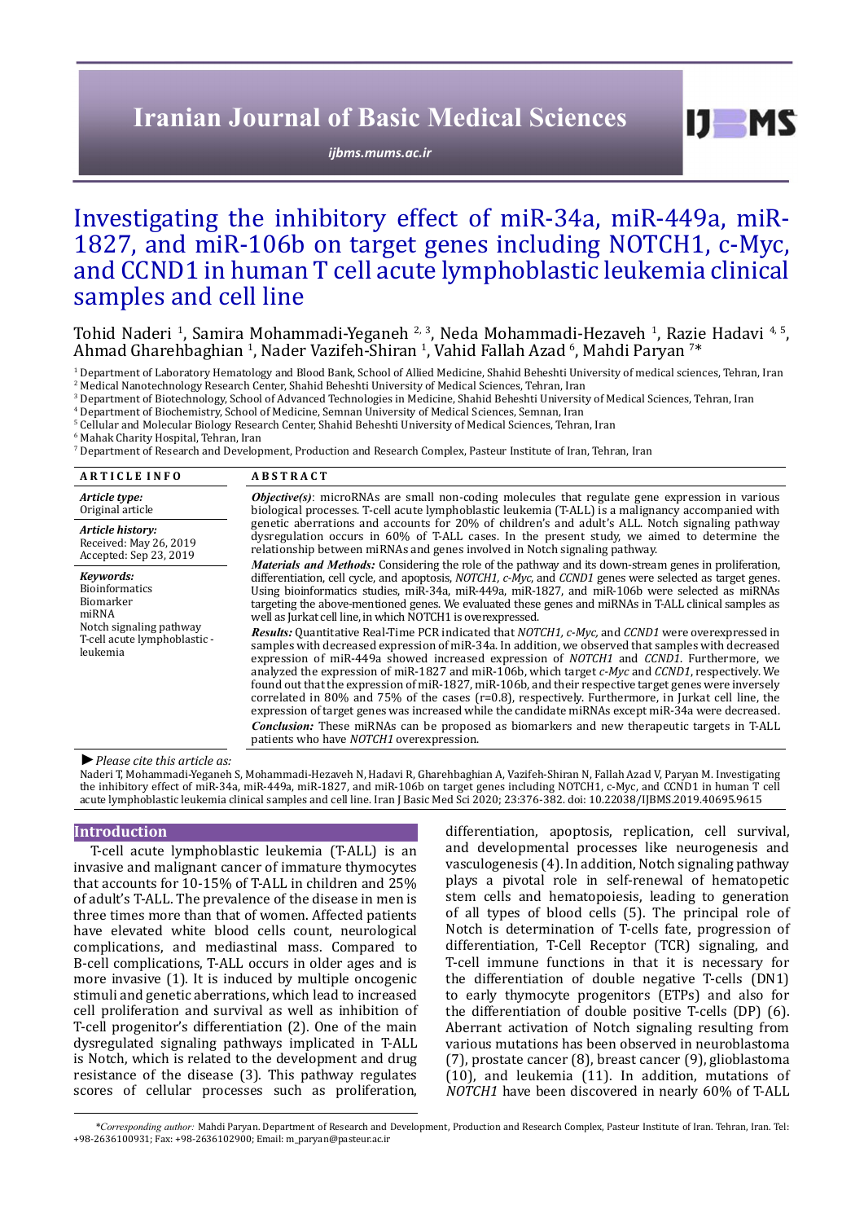# Investigating the inhibitory effect of miR-34a, miR-449a, miR-1827, and miR-106b on target genes including NOTCH1, c-Myc, and CCND1 in human T cell acute lymphoblastic leukemia clinical samples and cell line

Tohid Naderi [1], Samira Mohammadi-Yeganeh [2, 3], Neda Mohammadi-Hezaveh [1], Razie Hadavi [4, 5], Ahmad Gharehbaghian [1], Nader Vazifeh-Shiran [1], Vahid Fallah Azad [6], Mahdi Paryan [7]*

[1] Department of Laboratory Hematology and Blood Bank, School of Allied Medicine, Shahid Beheshti University of medical sciences, Tehran, Iran
[2] Medical Nanotechnology Research Center, Shahid Beheshti University of Medical Sciences, Tehran, Iran
[3] Department of Biotechnology, School of Advanced Technologies in Medicine, Shahid Beheshti University of Medical Sciences, Tehran, Iran
[4] Department of Biochemistry, School of Medicine, Semnan University of Medical Sciences, Semnan, Iran
[5] Cellular and Molecular Biology Research Center, Shahid Beheshti University of Medical Sciences, Tehran, Iran
[6] Mahak Charity Hospital, Tehran, Iran
[7] Department of Research and Development, Production and Research Complex, Pasteur Institute of Iran, Tehran, Iran

**ARTICLE INFO**

*Article type:*
Original article

*Article history:*
Received: May 26, 2019
Accepted: Sep 23, 2019

*Keywords:*
Bioinformatics
Biomarker
miRNA
Notch signaling pathway
T-cell acute lymphoblastic - leukemia

**ABSTRACT**

***Objective(s)***: microRNAs are small non-coding molecules that regulate gene expression in various biological processes. T-cell acute lymphoblastic leukemia (T-ALL) is a malignancy accompanied with genetic aberrations and accounts for 20% of children's and adult's ALL. Notch signaling pathway dysregulation occurs in 60% of T-ALL cases. In the present study, we aimed to determine the relationship between miRNAs and genes involved in Notch signaling pathway.

***Materials and Methods:*** Considering the role of the pathway and its down-stream genes in proliferation, differentiation, cell cycle, and apoptosis, *NOTCH1, c-Myc*, and *CCND1* genes were selected as target genes. Using bioinformatics studies, miR-34a, miR-449a, miR-1827, and miR-106b were selected as miRNAs targeting the above-mentioned genes. We evaluated these genes and miRNAs in T-ALL clinical samples as well as Jurkat cell line, in which NOTCH1 is overexpressed.

***Results:*** Quantitative Real-Time PCR indicated that *NOTCH1, c-Myc,* and *CCND1* were overexpressed in samples with decreased expression of miR-34a. In addition, we observed that samples with decreased expression of miR-449a showed increased expression of *NOTCH1* and *CCND1*. Furthermore, we analyzed the expression of miR-1827 and miR-106b, which target *c-Myc* and *CCND1*, respectively. We found out that the expression of miR-1827, miR-106b, and their respective target genes were inversely correlated in 80% and 75% of the cases (r=0.8), respectively. Furthermore, in Jurkat cell line, the expression of target genes was increased while the candidate miRNAs except miR-34a were decreased.

***Conclusion:*** These miRNAs can be proposed as biomarkers and new therapeutic targets in T-ALL patients who have *NOTCH1* overexpression.

► *Please cite this article as:*

Naderi T, Mohammadi-Yeganeh S, Mohammadi-Hezaveh N, Hadavi R, Gharehbaghian A, Vazifeh-Shiran N, Fallah Azad V, Paryan M. Investigating the inhibitory effect of miR-34a, miR-449a, miR-1827, and miR-106b on target genes including NOTCH1, c-Myc, and CCND1 in human T cell acute lymphoblastic leukemia clinical samples and cell line. Iran J Basic Med Sci 2020; 23:376-382. doi: 10.22038/IJBMS.2019.40695.9615

## Introduction

T-cell acute lymphoblastic leukemia (T-ALL) is an invasive and malignant cancer of immature thymocytes that accounts for 10-15% of T-ALL in children and 25% of adult's T-ALL. The prevalence of the disease in men is three times more than that of women. Affected patients have elevated white blood cells count, neurological complications, and mediastinal mass. Compared to B-cell complications, T-ALL occurs in older ages and is more invasive (1). It is induced by multiple oncogenic stimuli and genetic aberrations, which lead to increased cell proliferation and survival as well as inhibition of T-cell progenitor's differentiation (2). One of the main dysregulated signaling pathways implicated in T-ALL is Notch, which is related to the development and drug resistance of the disease (3). This pathway regulates scores of cellular processes such as proliferation, differentiation, apoptosis, replication, cell survival, and developmental processes like neurogenesis and vasculogenesis (4). In addition, Notch signaling pathway plays a pivotal role in self-renewal of hematopetic stem cells and hematopoiesis, leading to generation of all types of blood cells (5). The principal role of Notch is determination of T-cells fate, progression of differentiation, T-Cell Receptor (TCR) signaling, and T-cell immune functions in that it is necessary for the differentiation of double negative T-cells (DN1) to early thymocyte progenitors (ETPs) and also for the differentiation of double positive T-cells (DP) (6). Aberrant activation of Notch signaling resulting from various mutations has been observed in neuroblastoma (7), prostate cancer (8), breast cancer (9), glioblastoma (10), and leukemia (11). In addition, mutations of *NOTCH1* have been discovered in nearly 60% of T-ALL

*\*Corresponding author:* Mahdi Paryan. Department of Research and Development, Production and Research Complex, Pasteur Institute of Iran. Tehran, Iran. Tel: +98-2636100931; Fax: +98-2636102900; Email: m_paryan@pasteur.ac.ir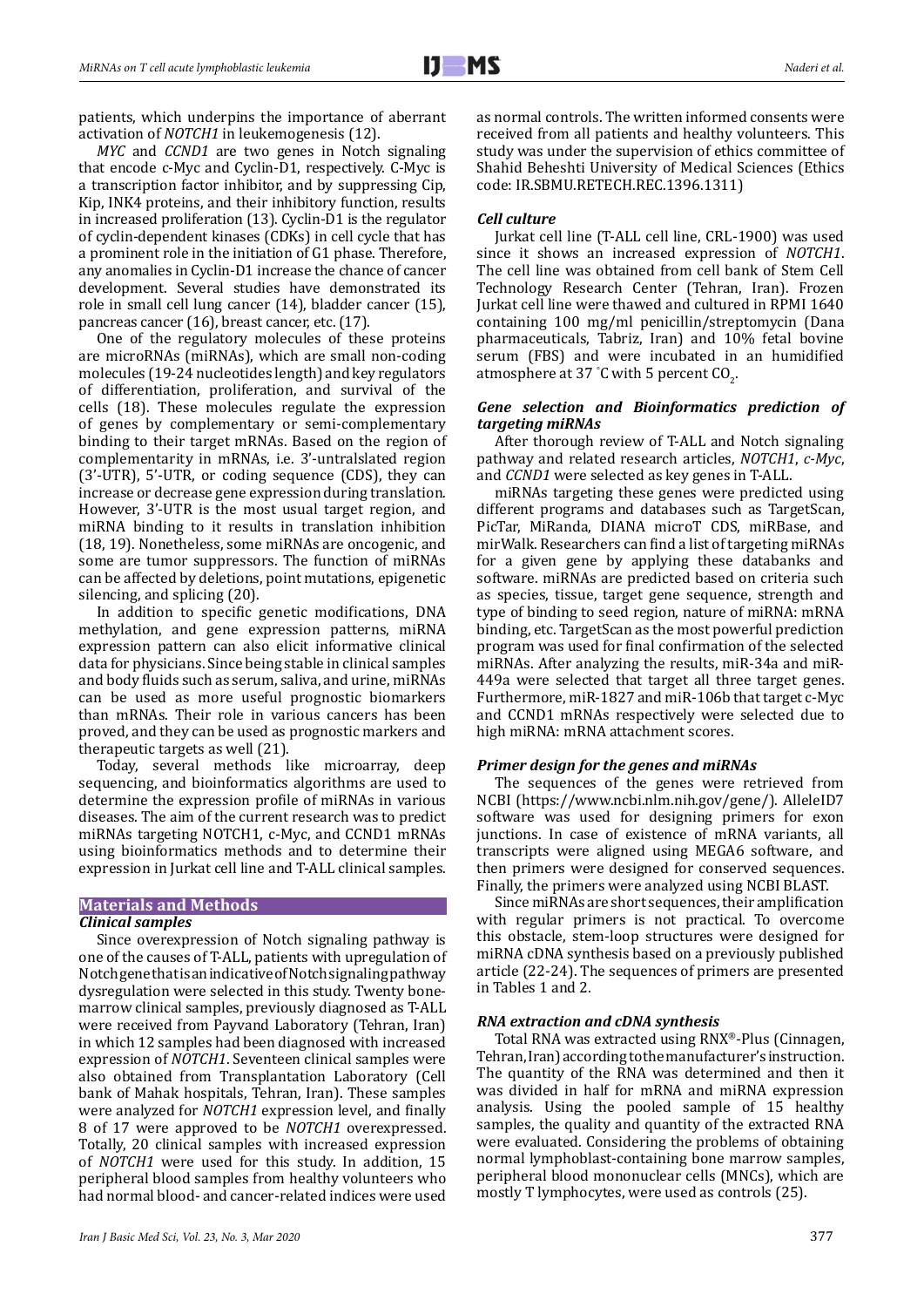patients, which underpins the importance of aberrant activation of *NOTCH1* in leukemogenesis (12).

*MYC* and *CCND1* are two genes in Notch signaling that encode c-Myc and Cyclin-D1, respectively. C-Myc is a transcription factor inhibitor, and by suppressing Cip, Kip, INK4 proteins, and their inhibitory function, results in increased proliferation (13). Cyclin-D1 is the regulator of cyclin-dependent kinases (CDKs) in cell cycle that has a prominent role in the initiation of G1 phase. Therefore, any anomalies in Cyclin-D1 increase the chance of cancer development. Several studies have demonstrated its role in small cell lung cancer (14), bladder cancer (15), pancreas cancer (16), breast cancer, etc. (17).

One of the regulatory molecules of these proteins are microRNAs (miRNAs), which are small non-coding molecules (19-24 nucleotides length) and key regulators of differentiation, proliferation, and survival of the cells (18). These molecules regulate the expression of genes by complementary or semi-complementary binding to their target mRNAs. Based on the region of complementarity in mRNAs, i.e. 3'-untralslated region (3'-UTR), 5'-UTR, or coding sequence (CDS), they can increase or decrease gene expression during translation. However, 3'-UTR is the most usual target region, and miRNA binding to it results in translation inhibition (18, 19). Nonetheless, some miRNAs are oncogenic, and some are tumor suppressors. The function of miRNAs can be affected by deletions, point mutations, epigenetic silencing, and splicing (20).

In addition to specific genetic modifications, DNA methylation, and gene expression patterns, miRNA expression pattern can also elicit informative clinical data for physicians. Since being stable in clinical samples and body fluids such as serum, saliva, and urine, miRNAs can be used as more useful prognostic biomarkers than mRNAs. Their role in various cancers has been proved, and they can be used as prognostic markers and therapeutic targets as well (21).

Today, several methods like microarray, deep sequencing, and bioinformatics algorithms are used to determine the expression profile of miRNAs in various diseases. The aim of the current research was to predict miRNAs targeting NOTCH1, c-Myc, and CCND1 mRNAs using bioinformatics methods and to determine their expression in Jurkat cell line and T-ALL clinical samples.

## Materials and Methods

### *Clinical samples*

Since overexpression of Notch signaling pathway is one of the causes of T-ALL, patients with upregulation of Notch gene that is an indicative of Notch signaling pathway dysregulation were selected in this study. Twenty bone-marrow clinical samples, previously diagnosed as T-ALL were received from Payvand Laboratory (Tehran, Iran) in which 12 samples had been diagnosed with increased expression of *NOTCH1*. Seventeen clinical samples were also obtained from Transplantation Laboratory (Cell bank of Mahak hospitals, Tehran, Iran). These samples were analyzed for *NOTCH1* expression level, and finally 8 of 17 were approved to be *NOTCH1* overexpressed. Totally, 20 clinical samples with increased expression of *NOTCH1* were used for this study. In addition, 15 peripheral blood samples from healthy volunteers who had normal blood- and cancer-related indices were used as normal controls. The written informed consents were received from all patients and healthy volunteers. This study was under the supervision of ethics committee of Shahid Beheshti University of Medical Sciences (Ethics code: IR.SBMU.RETECH.REC.1396.1311)

### *Cell culture*

Jurkat cell line (T-ALL cell line, CRL-1900) was used since it shows an increased expression of *NOTCH1*. The cell line was obtained from cell bank of Stem Cell Technology Research Center (Tehran, Iran). Frozen Jurkat cell line were thawed and cultured in RPMI 1640 containing 100 mg/ml penicillin/streptomycin (Dana pharmaceuticals, Tabriz, Iran) and 10% fetal bovine serum (FBS) and were incubated in an humidified atmosphere at 37 °C with 5 percent $CO_2$.

### *Gene selection and Bioinformatics prediction of targeting miRNAs*

After thorough review of T-ALL and Notch signaling pathway and related research articles, *NOTCH1*, *c-Myc*, and *CCND1* were selected as key genes in T-ALL.

miRNAs targeting these genes were predicted using different programs and databases such as TargetScan, PicTar, MiRanda, DIANA microT CDS, miRBase, and mirWalk. Researchers can find a list of targeting miRNAs for a given gene by applying these databanks and software. miRNAs are predicted based on criteria such as species, tissue, target gene sequence, strength and type of binding to seed region, nature of miRNA: mRNA binding, etc. TargetScan as the most powerful prediction program was used for final confirmation of the selected miRNAs. After analyzing the results, miR-34a and miR-449a were selected that target all three target genes. Furthermore, miR-1827 and miR-106b that target c-Myc and CCND1 mRNAs respectively were selected due to high miRNA: mRNA attachment scores.

### *Primer design for the genes and miRNAs*

The sequences of the genes were retrieved from NCBI (https://www.ncbi.nlm.nih.gov/gene/). AlleleID7 software was used for designing primers for exon junctions. In case of existence of mRNA variants, all transcripts were aligned using MEGA6 software, and then primers were designed for conserved sequences. Finally, the primers were analyzed using NCBI BLAST.

Since miRNAs are short sequences, their amplification with regular primers is not practical. To overcome this obstacle, stem-loop structures were designed for miRNA cDNA synthesis based on a previously published article (22-24). The sequences of primers are presented in Tables 1 and 2.

### *RNA extraction and cDNA synthesis*

Total RNA was extracted using RNX®-Plus (Cinnagen, Tehran, Iran) according to the manufacturer's instruction. The quantity of the RNA was determined and then it was divided in half for mRNA and miRNA expression analysis. Using the pooled sample of 15 healthy samples, the quality and quantity of the extracted RNA were evaluated. Considering the problems of obtaining normal lymphoblast-containing bone marrow samples, peripheral blood mononuclear cells (MNCs), which are mostly T lymphocytes, were used as controls (25).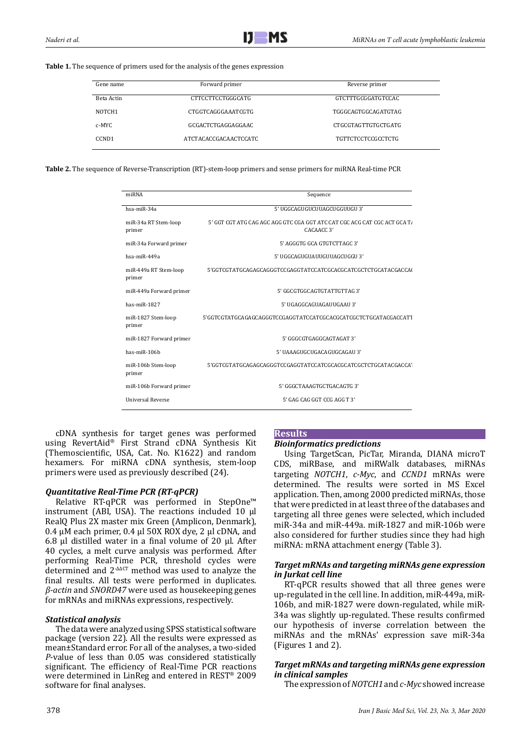**Table 1.** The sequence of primers used for the analysis of the genes expression

| Gene name | Forward primer | Reverse primer |
|---|---|---|
| Beta Actin | CTTCCTTCCTGGGCATG | GTCTTTGCGGATGTCCAC |
| NOTCH1 | CTGGTCAGGGAAATCGTG | TGGGCAGTGGCAGATGTAG |
| c-MYC | GCGACTCTGAGGAGGAAC | CTGCGTAGTTGTGCTGATG |
| CCND1 | ATCTACACCGACAACTCCATC | TGTTCTCCTCCGCCTCTG |

**Table 2.** The sequence of Reverse-Transcription (RT)-stem-loop primers and sense primers for miRNA Real-time PCR

| miRNA | Sequence |
|---|---|
| hsa-miR-34a | 5' UGGCAGUGUCUUAGCUGGUUGU 3' |
| miR-34a RT Stem-loop primer | 5' GGT CGT ATG CAG AGC AGG GTC CGA GGT ATC CAT CGC ACG CAT CGC ACT GCA TA CACAACC 3' |
| miR-34a Forward primer | 5' AGGGTG GCA GTGTCTTAGC 3' |
| hsa-miR-449a | 5' UGGCAGUGUAUUGUUAGCUGGU 3' |
| miR-449a RT Stem-loop primer | 5'GGTCGTATGCAGAGCAGGGTCCGAGGTATCCATCGCACGCATCGCTCTGCATACGACCAC |
| miR-449a Forward primer | 5' GGCGTGGCAGTGTATTGTTAG 3' |
| has-miR-1827 | 5' UGAGGCAGUAGAUUGAAU 3' |
| miR-1827 Stem-loop primer | 5'GGTCGTATGCAGAGCAGGGTCCGAGGTATCCATCGCACGCATCGCTCTGCATACGACCATT |
| miR-1827 Forward primer | 5' GGGCGTGAGGCAGTAGAT 3' |
| has-miR-106b | 5' UAAAGUGCUGACAGUGCAGAU 3' |
| miR-106b Stem-loop primer | 5'GGTCGTATGCAGAGCAGGGTCCGAGGTATCCATCGCACGCATCGCTCTGCATACGACCAT |
| miR-106b Forward primer | 5' GGGCTAAAGTGCTGACAGTG 3' |
| Universal Reverse | 5' GAG CAG GGT CCG AGG T 3' |

cDNA synthesis for target genes was performed using RevertAid® First Strand cDNA Synthesis Kit (Themoscientific, USA, Cat. No. K1622) and random hexamers. For miRNA cDNA synthesis, stem-loop primers were used as previously described (24).

### *Quantitative Real-Time PCR (RT-qPCR)*

Relative RT-qPCR was performed in StepOne™ instrument (ABI, USA). The reactions included 10 µl RealQ Plus 2X master mix Green (Amplicon, Denmark), 0.4 µM each primer, 0.4 µl 50X ROX dye, 2 µl cDNA, and 6.8 µl distilled water in a final volume of 20 µl. After 40 cycles, a melt curve analysis was performed. After performing Real-Time PCR, threshold cycles were determined and $2^{-\Delta\Delta CT}$ method was used to analyze the final results. All tests were performed in duplicates. *β-actin* and *SNORD47* were used as housekeeping genes for mRNAs and miRNAs expressions, respectively.

### *Statistical analysis*

The data were analyzed using SPSS statistical software package (version 22). All the results were expressed as mean±Standard error. For all of the analyses, a two-sided *P*-value of less than 0.05 was considered statistically significant. The efficiency of Real-Time PCR reactions were determined in LinReg and entered in REST® 2009 software for final analyses.

## Results

### *Bioinformatics predictions*

Using TargetScan, PicTar, Miranda, DIANA microT CDS, miRBase, and miRWalk databases, miRNAs targeting *NOTCH1*, *c-Myc*, and *CCND1* mRNAs were determined. The results were sorted in MS Excel application. Then, among 2000 predicted miRNAs, those that were predicted in at least three of the databases and targeting all three genes were selected, which included miR-34a and miR-449a. miR-1827 and miR-106b were also considered for further studies since they had high miRNA: mRNA attachment energy (Table 3).

### *Target mRNAs and targeting miRNAs gene expression in Jurkat cell line*

RT-qPCR results showed that all three genes were up-regulated in the cell line. In addition, miR-449a, miR-106b, and miR-1827 were down-regulated, while miR-34a was slightly up-regulated. These results confirmed our hypothesis of inverse correlation between the miRNAs and the mRNAs' expression save miR-34a (Figures 1 and 2).

### *Target mRNAs and targeting miRNAs gene expression in clinical samples*

The expression of *NOTCH1* and *c-Myc* showed increase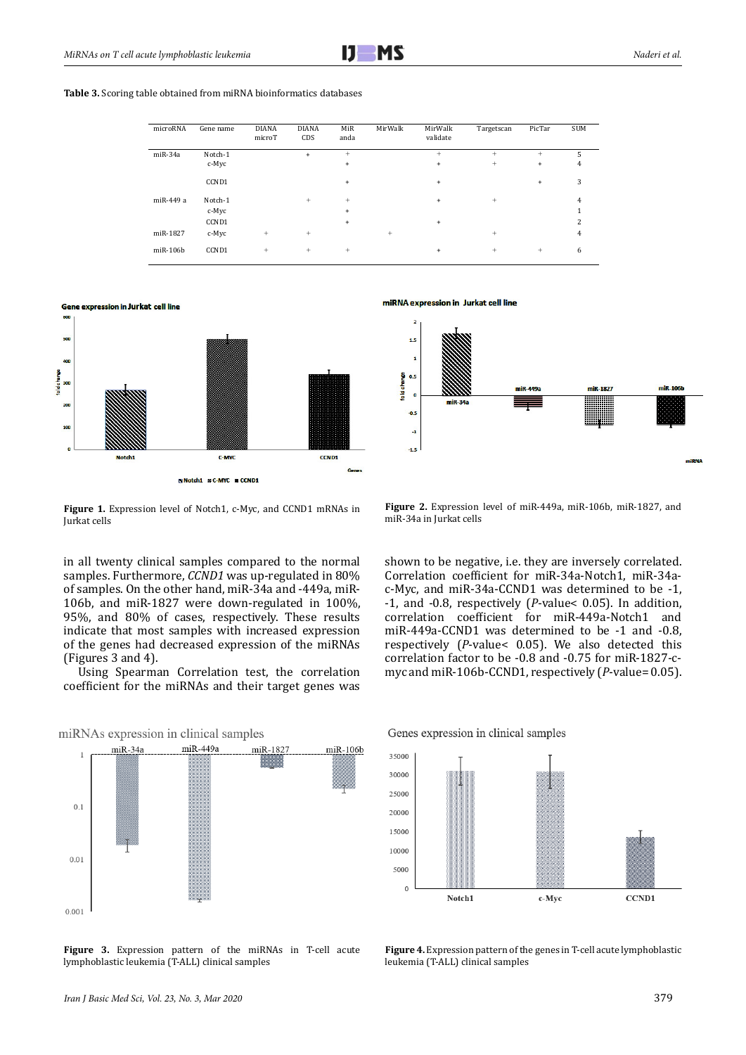**Table 3.** Scoring table obtained from miRNA bioinformatics databases

| microRNA | Gene name | DIANA microT | DIANA CDS | MiRanda | MirWalk | MirWalk validate | Targetscan | PicTar | SUM |
|---|---|---|---|---|---|---|---|---|---|
| miR-34a | Notch-1 | | + | + | | + | + | + | 5 |
| | c-Myc | | | + | | + | + | + | 4 |
| | CCND1 | | | + | | + | | + | 3 |
| miR-449 a | Notch-1 | | + | + | | + | + | | 4 |
| | c-Myc | | | + | | | | | 1 |
| | CCND1 | | | + | | + | | | 2 |
| miR-1827 | c-Myc | + | + | | + | | + | | 4 |
| miR-106b | CCND1 | + | + | + | | + | + | + | 6 |

**Figure 1.** Expression level of Notch1, c-Myc, and CCND1 mRNAs in Jurkat cells

**Figure 2.** Expression level of miR-449a, miR-106b, miR-1827, and miR-34a in Jurkat cells

in all twenty clinical samples compared to the normal samples. Furthermore, *CCND1* was up-regulated in 80% of samples. On the other hand, miR-34a and -449a, miR-106b, and miR-1827 were down-regulated in 100%, 95%, and 80% of cases, respectively. These results indicate that most samples with increased expression of the genes had decreased expression of the miRNAs (Figures 3 and 4).

Using Spearman Correlation test, the correlation coefficient for the miRNAs and their target genes was shown to be negative, i.e. they are inversely correlated. Correlation coefficient for miR-34a-Notch1, miR-34a-c-Myc, and miR-34a-CCND1 was determined to be -1, -1, and -0.8, respectively (*P*-value< 0.05). In addition, correlation coefficient for miR-449a-Notch1 and miR-449a-CCND1 was determined to be -1 and -0.8, respectively (*P*-value< 0.05). We also detected this correlation factor to be -0.8 and -0.75 for miR-1827-c-myc and miR-106b-CCND1, respectively (*P*-value= 0.05).

**Figure 3.** Expression pattern of the miRNAs in T-cell acute lymphoblastic leukemia (T-ALL) clinical samples

**Figure 4.** Expression pattern of the genes in T-cell acute lymphoblastic leukemia (T-ALL) clinical samples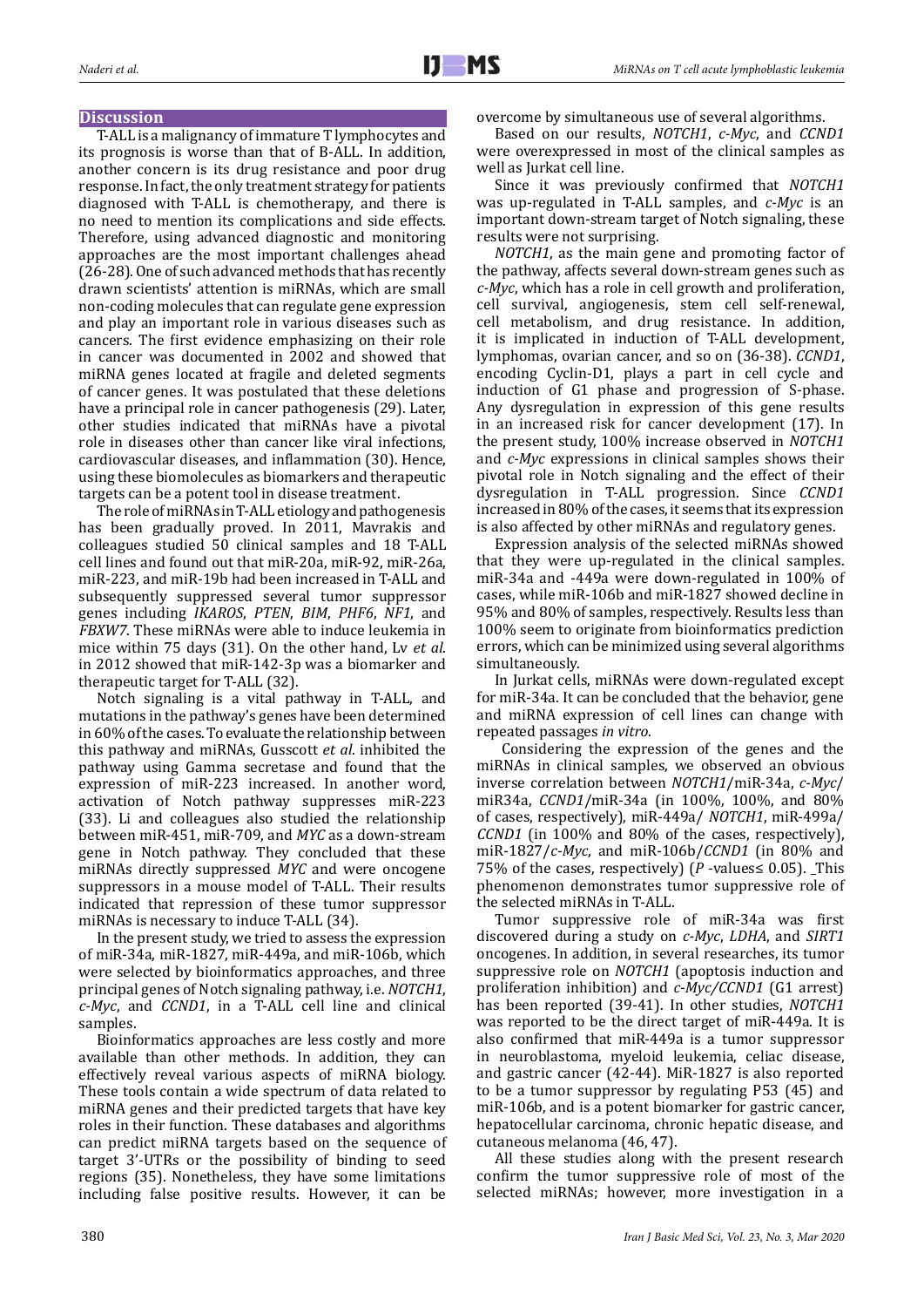## Discussion

T-ALL is a malignancy of immature T lymphocytes and its prognosis is worse than that of B-ALL. In addition, another concern is its drug resistance and poor drug response. In fact, the only treatment strategy for patients diagnosed with T-ALL is chemotherapy, and there is no need to mention its complications and side effects. Therefore, using advanced diagnostic and monitoring approaches are the most important challenges ahead (26-28). One of such advanced methods that has recently drawn scientists' attention is miRNAs, which are small non-coding molecules that can regulate gene expression and play an important role in various diseases such as cancers. The first evidence emphasizing on their role in cancer was documented in 2002 and showed that miRNA genes located at fragile and deleted segments of cancer genes. It was postulated that these deletions have a principal role in cancer pathogenesis (29). Later, other studies indicated that miRNAs have a pivotal role in diseases other than cancer like viral infections, cardiovascular diseases, and inflammation (30). Hence, using these biomolecules as biomarkers and therapeutic targets can be a potent tool in disease treatment.

The role of miRNAs in T-ALL etiology and pathogenesis has been gradually proved. In 2011, Mavrakis and colleagues studied 50 clinical samples and 18 T-ALL cell lines and found out that miR-20a, miR-92, miR-26a, miR-223, and miR-19b had been increased in T-ALL and subsequently suppressed several tumor suppressor genes including *IKAROS*, *PTEN*, *BIM*, *PHF6*, *NF1*, and *FBXW7*. These miRNAs were able to induce leukemia in mice within 75 days (31). On the other hand, Lv *et al*. in 2012 showed that miR-142-3p was a biomarker and therapeutic target for T-ALL (32).

Notch signaling is a vital pathway in T-ALL, and mutations in the pathway's genes have been determined in 60% of the cases. To evaluate the relationship between this pathway and miRNAs, Gusscott *et al*. inhibited the pathway using Gamma secretase and found that the expression of miR-223 increased. In another word, activation of Notch pathway suppresses miR-223 (33). Li and colleagues also studied the relationship between miR-451, miR-709, and *MYC* as a down-stream gene in Notch pathway. They concluded that these miRNAs directly suppressed *MYC* and were oncogene suppressors in a mouse model of T-ALL. Their results indicated that repression of these tumor suppressor miRNAs is necessary to induce T-ALL (34).

In the present study, we tried to assess the expression of miR-34a, miR-1827, miR-449a, and miR-106b, which were selected by bioinformatics approaches, and three principal genes of Notch signaling pathway, i.e. *NOTCH1*, *c-Myc*, and *CCND1*, in a T-ALL cell line and clinical samples.

Bioinformatics approaches are less costly and more available than other methods. In addition, they can effectively reveal various aspects of miRNA biology. These tools contain a wide spectrum of data related to miRNA genes and their predicted targets that have key roles in their function. These databases and algorithms can predict miRNA targets based on the sequence of target 3'-UTRs or the possibility of binding to seed regions (35). Nonetheless, they have some limitations including false positive results. However, it can be overcome by simultaneous use of several algorithms.

Based on our results, *NOTCH1*, *c-Myc*, and *CCND1* were overexpressed in most of the clinical samples as well as Jurkat cell line.

Since it was previously confirmed that *NOTCH1* was up-regulated in T-ALL samples, and *c-Myc* is an important down-stream target of Notch signaling, these results were not surprising.

*NOTCH1*, as the main gene and promoting factor of the pathway, affects several down-stream genes such as *c-Myc*, which has a role in cell growth and proliferation, cell survival, angiogenesis, stem cell self-renewal, cell metabolism, and drug resistance. In addition, it is implicated in induction of T-ALL development, lymphomas, ovarian cancer, and so on (36-38). *CCND1*, encoding Cyclin-D1, plays a part in cell cycle and induction of G1 phase and progression of S-phase. Any dysregulation in expression of this gene results in an increased risk for cancer development (17). In the present study, 100% increase observed in *NOTCH1* and *c-Myc* expressions in clinical samples shows their pivotal role in Notch signaling and the effect of their dysregulation in T-ALL progression. Since *CCND1* increased in 80% of the cases, it seems that its expression is also affected by other miRNAs and regulatory genes.

Expression analysis of the selected miRNAs showed that they were up-regulated in the clinical samples. miR-34a and -449a were down-regulated in 100% of cases, while miR-106b and miR-1827 showed decline in 95% and 80% of samples, respectively. Results less than 100% seem to originate from bioinformatics prediction errors, which can be minimized using several algorithms simultaneously.

In Jurkat cells, miRNAs were down-regulated except for miR-34a. It can be concluded that the behavior, gene and miRNA expression of cell lines can change with repeated passages *in vitro*.

Considering the expression of the genes and the miRNAs in clinical samples, we observed an obvious inverse correlation between *NOTCH1*/miR-34a, *c-Myc*/miR34a, *CCND1*/miR-34a (in 100%, 100%, and 80% of cases, respectively), miR-449a/ *NOTCH1*, miR-499a/ *CCND1* (in 100% and 80% of the cases, respectively), miR-1827/*c-Myc*, and miR-106b/*CCND1* (in 80% and 75% of the cases, respectively) ($P$ -values≤ 0.05). This phenomenon demonstrates tumor suppressive role of the selected miRNAs in T-ALL.

Tumor suppressive role of miR-34a was first discovered during a study on *c-Myc*, *LDHA*, and *SIRT1* oncogenes. In addition, in several researches, its tumor suppressive role on *NOTCH1* (apoptosis induction and proliferation inhibition) and *c-Myc/CCND1* (G1 arrest) has been reported (39-41). In other studies, *NOTCH1* was reported to be the direct target of miR-449a. It is also confirmed that miR-449a is a tumor suppressor in neuroblastoma, myeloid leukemia, celiac disease, and gastric cancer (42-44). MiR-1827 is also reported to be a tumor suppressor by regulating P53 (45) and miR-106b, and is a potent biomarker for gastric cancer, hepatocellular carcinoma, chronic hepatic disease, and cutaneous melanoma (46, 47).

All these studies along with the present research confirm the tumor suppressive role of most of the selected miRNAs; however, more investigation in a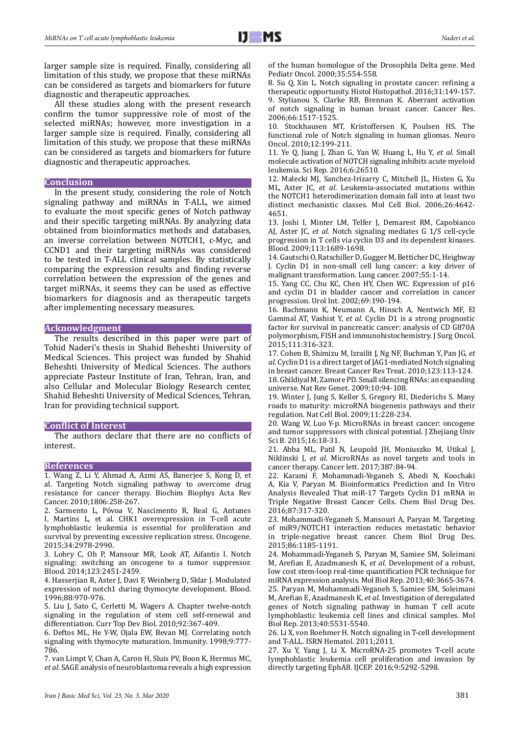larger sample size is required. Finally, considering all limitation of this study, we propose that these miRNAs can be considered as targets and biomarkers for future diagnostic and therapeutic approaches.

All these studies along with the present research confirm the tumor suppressive role of most of the selected miRNAs; however, more investigation in a larger sample size is required. Finally, considering all limitation of this study, we propose that these miRNAs can be considered as targets and biomarkers for future diagnostic and therapeutic approaches.

## Conclusion

In the present study, considering the role of Notch signaling pathway and miRNAs in T-ALL, we aimed to evaluate the most specific genes of Notch pathway and their specific targeting miRNAs. By analyzing data obtained from bioinformatics methods and databases, an inverse correlation between NOTCH1, c-Myc, and CCND1 and their targeting miRNAs was considered to be tested in T-ALL clinical samples. By statistically comparing the expression results and finding reverse correlation between the expression of the genes and target miRNAs, it seems they can be used as effective biomarkers for diagnosis and as therapeutic targets after implementing necessary measures.

## Acknowledgment

The results described in this paper were part of Tohid Naderi's thesis in Shahid Beheshti University of Medical Sciences. This project was funded by Shahid Beheshti University of Medical Sciences. The authors appreciate Pasteur Institute of Iran, Tehran, Iran, and also Cellular and Molecular Biology Research center, Shahid Beheshti University of Medical Sciences, Tehran, Iran for providing technical support.

## Conflict of Interest

The authors declare that there are no conflicts of interest.

## References

1. Wang Z, Li Y, Ahmad A, Azmi AS, Banerjee S, Kong D, et al. Targeting Notch signaling pathway to overcome drug resistance for cancer therapy. Biochim Biophys Acta Rev Cancer. 2010;1806:258-267.
2. Sarmento L, Póvoa V, Nascimento R, Real G, Antunes I, Martins L, et al. CHK1 overexpression in T-cell acute lymphoblastic leukemia is essential for proliferation and survival by preventing excessive replication stress. Oncogene. 2015;34:2978-2990.
3. Lobry C, Oh P, Mansour MR, Look AT, Aifantis I. Notch signaling: switching an oncogene to a tumor suppressor. Blood. 2014;123:2451-2459.
4. Hasserjian R, Aster J, Davi F, Weinberg D, Sklar J. Modulated expression of notch1 during thymocyte development. Blood. 1996;88:970-976.
5. Liu J, Sato C, Cerletti M, Wagers A. Chapter twelve-notch signaling in the regulation of stem cell self-renewal and differentiation. Curr Top Dev Biol. 2010;92:367-409.
6. Deftos ML, He Y-W, Ojala EW, Bevan MJ. Correlating notch signaling with thymocyte maturation. Immunity. 1998;9:777-786.
7. van Limpt V, Chan A, Caron H, Sluis PV, Boon K, Hermus MC, *et al*. SAGE analysis of neuroblastoma reveals a high expression of the human homologue of the Drosophila Delta gene. Med Pediatr Oncol. 2000;35:554-558.
8. Su Q, Xin L. Notch signaling in prostate cancer: refining a therapeutic opportunity. Histol Histopathol. 2016;31:149-157.
9. Stylianou S, Clarke RB, Brennan K. Aberrant activation of notch signaling in human breast cancer. Cancer Res. 2006;66:1517-1525.
10. Stockhausen MT, Kristoffersen K, Poulsen HS. The functional role of Notch signaling in human gliomas. Neuro Oncol. 2010;12:199-211.
11. Ye Q, Jiang J, Zhan G, Yan W, Huang L, Hu Y, *et al*. Small molecule activation of NOTCH signaling inhibits acute myeloid leukemia. Sci Rep. 2016;6:26510.
12. Malecki MJ, Sanchez-Irizarry C, Mitchell JL, Histen G, Xu ML, Aster JC, *et al*. Leukemia-associated mutations within the NOTCH1 heterodimerization domain fall into at least two distinct mechanistic classes. Mol Cell Biol. 2006;26:4642-4651.
13. Joshi I, Minter LM, Telfer J, Demarest RM, Capobianco AJ, Aster JC, *et al*. Notch signaling mediates G 1/S cell-cycle progression in T cells via cyclin D3 and its dependent kinases. Blood. 2009;113:1689-1698.
14. Gautschi O, Ratschiller D, Gugger M, Betticher DC, Heighway J. Cyclin D1 in non-small cell lung cancer: a key driver of malignant transformation. Lung cancer. 2007;55:1-14.
15. Yang CC, Chu KC, Chen HY, Chen WC. Expression of p16 and cyclin D1 in bladder cancer and correlation in cancer progression. Urol Int. 2002;69:190-194.
16. Bachmann K, Neumann A, Hinsch A, Nentwich MF, El Gammal AT, Vashist Y, *et al*. Cyclin D1 is a strong prognostic factor for survival in pancreatic cancer: analysis of CD G870A polymorphism, FISH and immunohistochemistry. J Surg Oncol. 2015;111:316-323.
17. Cohen B, Shimizu M, Izrailit J, Ng NF, Buchman Y, Pan JG, *et al*. Cyclin D1 is a direct target of JAG1-mediated Notch signaling in breast cancer. Breast Cancer Res Treat. 2010;123:113-124.
18. Ghildiyal M, Zamore PD. Small silencing RNAs: an expanding universe. Nat Rev Genet. 2009;10:94-108.
19. Winter J, Jung S, Keller S, Gregory RI, Diederichs S. Many roads to maturity: microRNA biogenesis pathways and their regulation. Nat Cell Biol. 2009;11:228-234.
20. Wang W, Luo Y-p. MicroRNAs in breast cancer: oncogene and tumor suppressors with clinical potential. J Zhejiang Univ Sci B. 2015;16:18-31.
21. Abba ML, Patil N, Leupold JH, Moniuszko M, Utikal J, Niklinski J, *et al*. MicroRNAs as novel targets and tools in cancer therapy. Cancer lett. 2017;387:84-94.
22. Karami F, Mohammadi-Yeganeh S, Abedi N, Koochaki A, Kia V, Paryan M. Bioinformatics Prediction and In Vitro Analysis Revealed That miR-17 Targets Cyclin D1 mRNA in Triple Negative Breast Cancer Cells. Chem Biol Drug Des. 2016;87:317-320.
23. Mohammadi-Yeganeh S, Mansouri A, Paryan M. Targeting of miR9/NOTCH1 interaction reduces metastatic behavior in triple-negative breast cancer. Chem Biol Drug Des. 2015;86:1185-1191.
24. Mohammadi-Yeganeh S, Paryan M, Samiee SM, Soleimani M, Arefian E, Azadmanesh K, *et al*. Development of a robust, low cost stem-loop real-time quantification PCR technique for miRNA expression analysis. Mol Biol Rep. 2013;40:3665-3674.
25. Paryan M, Mohammadi-Yeganeh S, Samiee SM, Soleimani M, Arefian E, Azadmanesh K, *et al*. Investigation of deregulated genes of Notch signaling pathway in human T cell acute lymphoblastic leukemia cell lines and clinical samples. Mol Biol Rep. 2013;40:5531-5540.
26. Li X, von Boehmer H. Notch signaling in T-cell development and T-ALL. ISRN Hematol. 2011;2011.
27. Xu Y, Yang J, Li X. MicroRNA-25 promotes T-cell acute lymphoblastic leukemia cell proliferation and invasion by directly targeting EphA8. IJCEP. 2016;9:5292-5298.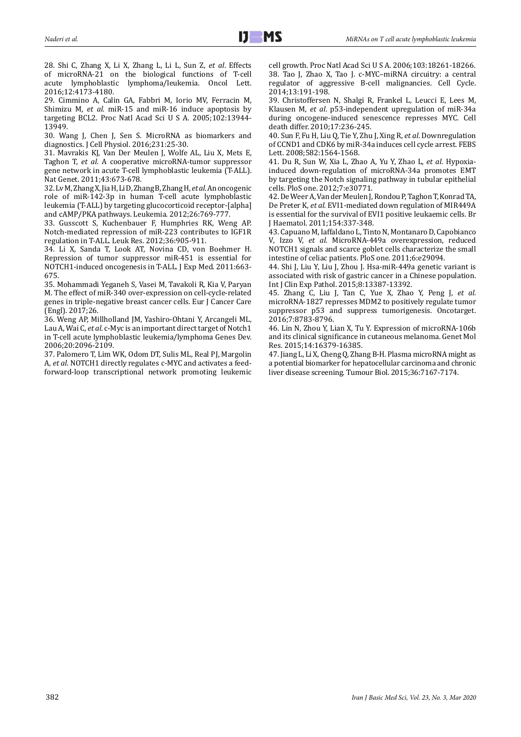28. Shi C, Zhang X, Li X, Zhang L, Li L, Sun Z, *et al*. Effects of microRNA-21 on the biological functions of T-cell acute lymphoblastic lymphoma/leukemia. Oncol Lett. 2016;12:4173-4180.

29. Cimmino A, Calin GA, Fabbri M, Iorio MV, Ferracin M, Shimizu M, *et al*. miR-15 and miR-16 induce apoptosis by targeting BCL2. Proc Natl Acad Sci U S A. 2005;102:13944-13949.

30. Wang J, Chen J, Sen S. MicroRNA as biomarkers and diagnostics. J Cell Physiol. 2016;231:25-30.

31. Mavrakis KJ, Van Der Meulen J, Wolfe AL, Liu X, Mets E, Taghon T, *et al*. A cooperative microRNA-tumor suppressor gene network in acute T-cell lymphoblastic leukemia (T-ALL). Nat Genet. 2011;43:673-678.

32. Lv M, Zhang X, Jia H, Li D, Zhang B, Zhang H, *et al*. An oncogenic role of miR-142-3p in human T-cell acute lymphoblastic leukemia (T-ALL) by targeting glucocorticoid receptor-[alpha] and cAMP/PKA pathways. Leukemia. 2012;26:769-777.

33. Gusscott S, Kuchenbauer F, Humphries RK, Weng AP. Notch-mediated repression of miR-223 contributes to IGF1R regulation in T-ALL. Leuk Res. 2012;36:905-911.

34. Li X, Sanda T, Look AT, Novina CD, von Boehmer H. Repression of tumor suppressor miR-451 is essential for NOTCH1-induced oncogenesis in T-ALL. J Exp Med. 2011:663-675.

35. Mohammadi Yeganeh S, Vasei M, Tavakoli R, Kia V, Paryan M. The effect of miR-340 over-expression on cell-cycle-related genes in triple-negative breast cancer cells. Eur J Cancer Care (Engl). 2017;26.

36. Weng AP, Millholland JM, Yashiro-Ohtani Y, Arcangeli ML, Lau A, Wai C, *et al*. c-Myc is an important direct target of Notch1 in T-cell acute lymphoblastic leukemia/lymphoma Genes Dev. 2006;20:2096-2109.

37. Palomero T, Lim WK, Odom DT, Sulis ML, Real PJ, Margolin A, *et al*. NOTCH1 directly regulates c-MYC and activates a feed-forward-loop transcriptional network promoting leukemic cell growth. Proc Natl Acad Sci U S A. 2006;103:18261-18266.

38. Tao J, Zhao X, Tao J. c-MYC–miRNA circuitry: a central regulator of aggressive B-cell malignancies. Cell Cycle. 2014;13:191-198.

39. Christoffersen N, Shalgi R, Frankel L, Leucci E, Lees M, Klausen M, *et al*. p53-independent upregulation of miR-34a during oncogene-induced senescence represses MYC. Cell death differ. 2010;17:236-245.

40. Sun F, Fu H, Liu Q, Tie Y, Zhu J, Xing R, *et al*. Downregulation of CCND1 and CDK6 by miR-34a induces cell cycle arrest. FEBS Lett. 2008;582:1564-1568.

41. Du R, Sun W, Xia L, Zhao A, Yu Y, Zhao L, *et al*. Hypoxia-induced down-regulation of microRNA-34a promotes EMT by targeting the Notch signaling pathway in tubular epithelial cells. PloS one. 2012;7:e30771.

42. De Weer A, Van der Meulen J, Rondou P, Taghon T, Konrad TA, De Preter K, *et al*. EVI1-mediated down regulation of MIR449A is essential for the survival of EVI1 positive leukaemic cells. Br J Haematol. 2011;154:337-348.

43. Capuano M, Iaffaldano L, Tinto N, Montanaro D, Capobianco V, Izzo V, *et al*. MicroRNA-449a overexpression, reduced NOTCH1 signals and scarce goblet cells characterize the small intestine of celiac patients. PloS one. 2011;6:e29094.

44. Shi J, Liu Y, Liu J, Zhou J. Hsa-miR-449a genetic variant is associated with risk of gastric cancer in a Chinese population. Int J Clin Exp Pathol. 2015;8:13387-13392.

45. Zhang C, Liu J, Tan C, Yue X, Zhao Y, Peng J, *et al.* microRNA-1827 represses MDM2 to positively regulate tumor suppressor p53 and suppress tumorigenesis. Oncotarget. 2016;7:8783-8796.

46. Lin N, Zhou Y, Lian X, Tu Y. Expression of microRNA-106b and its clinical significance in cutaneous melanoma. Genet Mol Res. 2015;14:16379-16385.

47. Jiang L, Li X, Cheng Q, Zhang B-H. Plasma microRNA might as a potential biomarker for hepatocellular carcinoma and chronic liver disease screening. Tumour Biol. 2015;36:7167-7174.